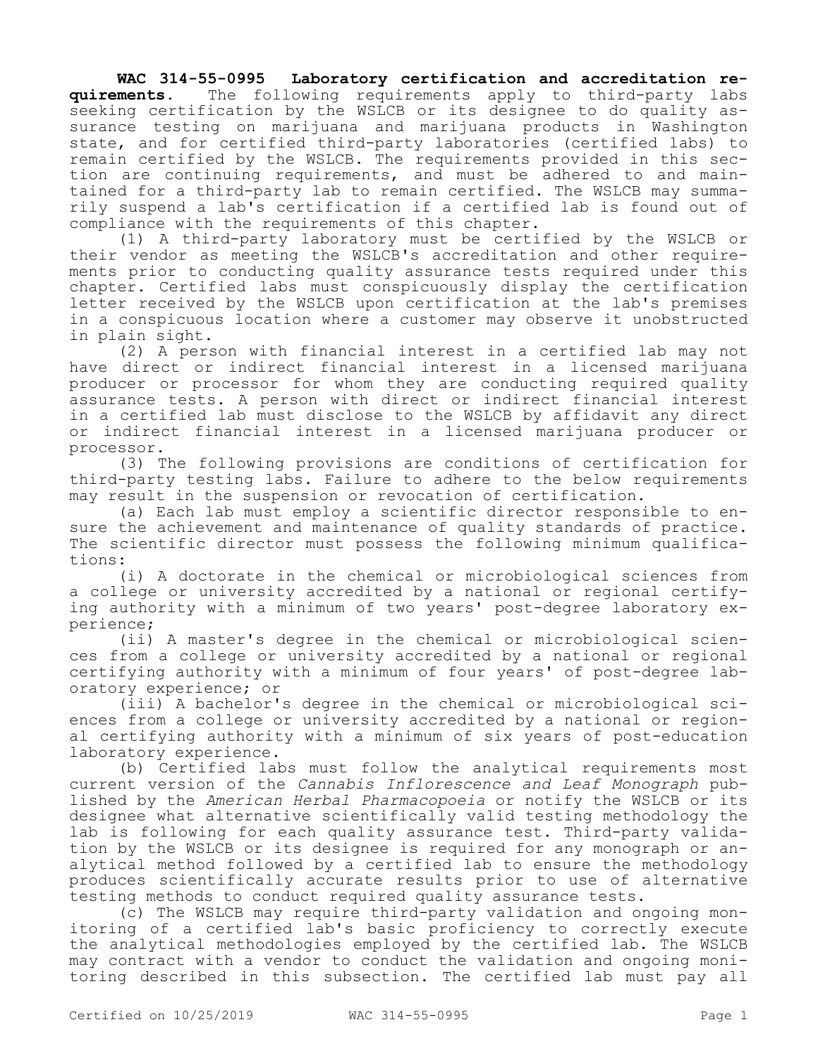**WAC 314-55-0995 Laboratory certification and accreditation requirements.** The following requirements apply to third-party labs seeking certification by the WSLCB or its designee to do quality assurance testing on marijuana and marijuana products in Washington state, and for certified third-party laboratories (certified labs) to remain certified by the WSLCB. The requirements provided in this section are continuing requirements, and must be adhered to and maintained for a third-party lab to remain certified. The WSLCB may summarily suspend a lab's certification if a certified lab is found out of compliance with the requirements of this chapter.

(1) A third-party laboratory must be certified by the WSLCB or their vendor as meeting the WSLCB's accreditation and other requirements prior to conducting quality assurance tests required under this chapter. Certified labs must conspicuously display the certification letter received by the WSLCB upon certification at the lab's premises in a conspicuous location where a customer may observe it unobstructed in plain sight.

(2) A person with financial interest in a certified lab may not have direct or indirect financial interest in a licensed marijuana producer or processor for whom they are conducting required quality assurance tests. A person with direct or indirect financial interest in a certified lab must disclose to the WSLCB by affidavit any direct or indirect financial interest in a licensed marijuana producer or processor.

(3) The following provisions are conditions of certification for third-party testing labs. Failure to adhere to the below requirements may result in the suspension or revocation of certification.

(a) Each lab must employ a scientific director responsible to ensure the achievement and maintenance of quality standards of practice. The scientific director must possess the following minimum qualifications:

(i) A doctorate in the chemical or microbiological sciences from a college or university accredited by a national or regional certifying authority with a minimum of two years' post-degree laboratory experience;

(ii) A master's degree in the chemical or microbiological sciences from a college or university accredited by a national or regional certifying authority with a minimum of four years' of post-degree laboratory experience; or

(iii) A bachelor's degree in the chemical or microbiological sciences from a college or university accredited by a national or regional certifying authority with a minimum of six years of post-education laboratory experience.

(b) Certified labs must follow the analytical requirements most current version of the *Cannabis Inflorescence and Leaf Monograph* published by the *American Herbal Pharmacopoeia* or notify the WSLCB or its designee what alternative scientifically valid testing methodology the lab is following for each quality assurance test. Third-party validation by the WSLCB or its designee is required for any monograph or analytical method followed by a certified lab to ensure the methodology produces scientifically accurate results prior to use of alternative testing methods to conduct required quality assurance tests.

(c) The WSLCB may require third-party validation and ongoing monitoring of a certified lab's basic proficiency to correctly execute the analytical methodologies employed by the certified lab. The WSLCB may contract with a vendor to conduct the validation and ongoing monitoring described in this subsection. The certified lab must pay all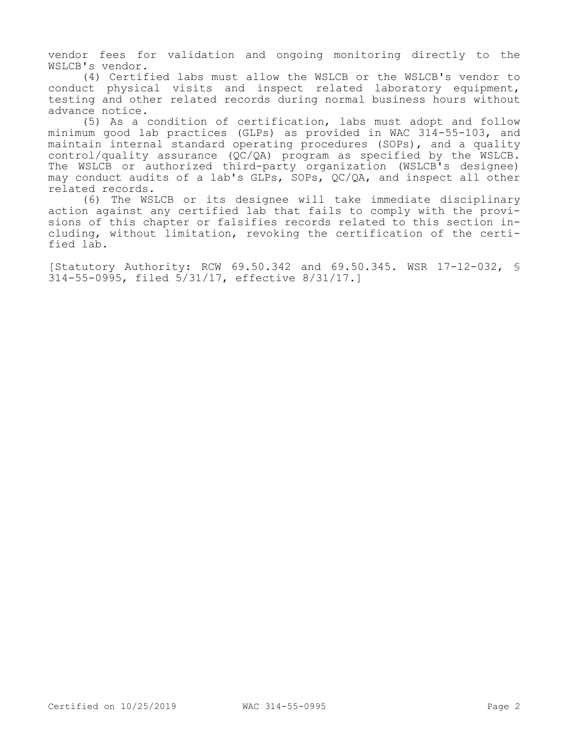vendor fees for validation and ongoing monitoring directly to the WSLCB's vendor.

(4) Certified labs must allow the WSLCB or the WSLCB's vendor to conduct physical visits and inspect related laboratory equipment, testing and other related records during normal business hours without advance notice.

(5) As a condition of certification, labs must adopt and follow minimum good lab practices (GLPs) as provided in WAC 314-55-103, and maintain internal standard operating procedures (SOPs), and a quality control/quality assurance (QC/QA) program as specified by the WSLCB. The WSLCB or authorized third-party organization (WSLCB's designee) may conduct audits of a lab's GLPs, SOPs, QC/QA, and inspect all other related records.

(6) The WSLCB or its designee will take immediate disciplinary action against any certified lab that fails to comply with the provisions of this chapter or falsifies records related to this section including, without limitation, revoking the certification of the certified lab.

[Statutory Authority: RCW 69.50.342 and 69.50.345. WSR 17-12-032, § 314-55-0995, filed 5/31/17, effective 8/31/17.]